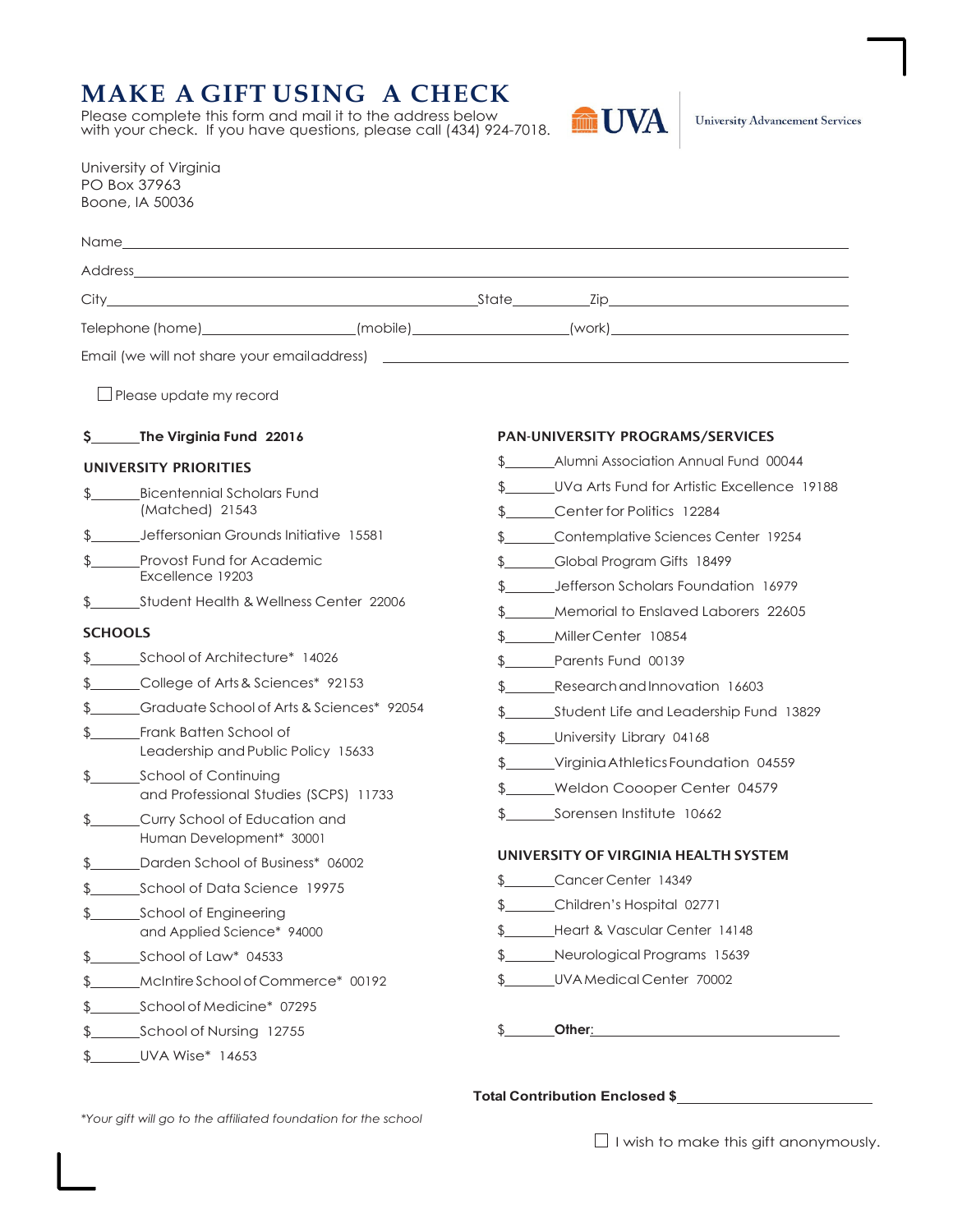# MAKE A GIFT USING A CHECK

Please complete this form and mail it to the address below with your check. If you have questions, please call (434) 924-7018.

UVA | University Advancement Services

University of Virginia
PO Box 37963
Boone, IA 50036

Name\_\_\_\_\_\_\_\_\_\_\_\_\_\_\_\_\_\_\_\_\_\_\_\_\_\_\_\_\_\_\_\_\_\_\_\_\_\_\_\_

Address\_\_\_\_\_\_\_\_\_\_\_\_\_\_\_\_\_\_\_\_\_\_\_\_\_\_\_\_\_\_\_\_\_\_\_\_\_\_

City\_\_\_\_\_\_\_\_\_\_\_\_\_\_\_\_\_\_\_\_ State\_\_\_\_\_\_ Zip\_\_\_\_\_\_\_\_\_\_

Telephone (home)\_\_\_\_\_\_\_\_\_\_ (mobile)\_\_\_\_\_\_\_\_\_\_ (work)\_\_\_\_\_\_\_\_\_\_

Email (we will not share your emailaddress) \_\_\_\_\_\_\_\_\_\_\_\_\_\_\_\_\_\_\_\_

☐ Please update my record

**$\_\_\_\_\_\_ The Virginia Fund 22016**

### UNIVERSITY PRIORITIES

- $\_\_\_\_\_\_ Bicentennial Scholars Fund (Matched) 21543
- $\_\_\_\_\_\_ Jeffersonian Grounds Initiative 15581
- $\_\_\_\_\_\_ Provost Fund for Academic Excellence 19203
- $\_\_\_\_\_\_ Student Health & Wellness Center 22006

### SCHOOLS

- $\_\_\_\_\_\_ School of Architecture* 14026
- $\_\_\_\_\_\_ College of Arts & Sciences* 92153
- $\_\_\_\_\_\_ Graduate School of Arts & Sciences* 92054
- $\_\_\_\_\_\_ Frank Batten School of Leadership and Public Policy 15633
- $\_\_\_\_\_\_ School of Continuing and Professional Studies (SCPS) 11733
- $\_\_\_\_\_\_ Curry School of Education and Human Development* 30001
- $\_\_\_\_\_\_ Darden School of Business* 06002
- $\_\_\_\_\_\_ School of Data Science 19975
- $\_\_\_\_\_\_ School of Engineering and Applied Science* 94000
- $\_\_\_\_\_\_ School of Law* 04533
- $\_\_\_\_\_\_ McIntire School of Commerce* 00192
- $\_\_\_\_\_\_ School of Medicine* 07295
- $\_\_\_\_\_\_ School of Nursing 12755
- $\_\_\_\_\_\_ UVA Wise* 14653

### PAN-UNIVERSITY PROGRAMS/SERVICES

- $\_\_\_\_\_\_ Alumni Association Annual Fund 00044
- $\_\_\_\_\_\_ UVa Arts Fund for Artistic Excellence 19188
- $\_\_\_\_\_\_ Center for Politics 12284
- $\_\_\_\_\_\_ Contemplative Sciences Center 19254
- $\_\_\_\_\_\_ Global Program Gifts 18499
- $\_\_\_\_\_\_ Jefferson Scholars Foundation 16979
- $\_\_\_\_\_\_ Memorial to Enslaved Laborers 22605
- $\_\_\_\_\_\_ Miller Center 10854
- $\_\_\_\_\_\_ Parents Fund 00139
- $\_\_\_\_\_\_ Research and Innovation 16603
- $\_\_\_\_\_\_ Student Life and Leadership Fund 13829
- $\_\_\_\_\_\_ University Library 04168
- $\_\_\_\_\_\_ Virginia Athletics Foundation 04559
- $\_\_\_\_\_\_ Weldon Coooper Center 04579
- $\_\_\_\_\_\_ Sorensen Institute 10662

### UNIVERSITY OF VIRGINIA HEALTH SYSTEM

- $\_\_\_\_\_\_ Cancer Center 14349
- $\_\_\_\_\_\_ Children's Hospital 02771
- $\_\_\_\_\_\_ Heart & Vascular Center 14148
- $\_\_\_\_\_\_ Neurological Programs 15639
- $\_\_\_\_\_\_ UVA Medical Center 70002

$\_\_\_\_\_\_ **Other:**\_\_\_\_\_\_\_\_\_\_\_\_\_\_\_\_\_\_\_\_

**Total Contribution Enclosed $**\_\_\_\_\_\_\_\_\_\_\_\_\_\_\_\_

*\*Your gift will go to the affiliated foundation for the school*

☐ I wish to make this gift anonymously.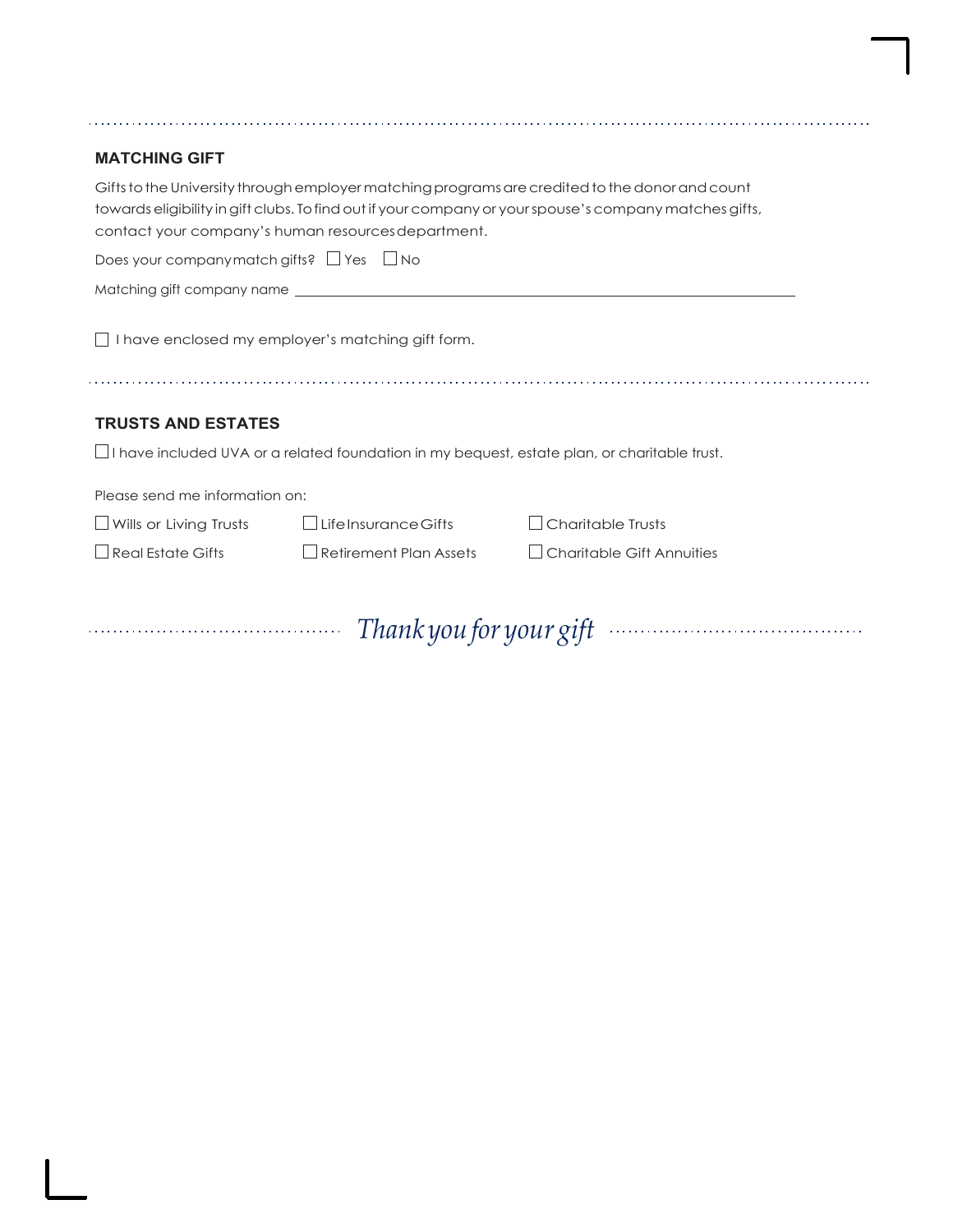## MATCHING GIFT

Gifts to the University through employer matching programs are credited to the donor and count towards eligibility in gift clubs. To find out if your company or your spouse's company matches gifts, contact your company's human resources department.

Does your company match gifts? ☐ Yes ☐ No

Matching gift company name ______________________________________________

☐ I have enclosed my employer's matching gift form.

## TRUSTS AND ESTATES

☐ I have included UVA or a related foundation in my bequest, estate plan, or charitable trust.

Please send me information on:

| | | |
|---|---|---|
| ☐ Wills or Living Trusts | ☐ Life Insurance Gifts | ☐ Charitable Trusts |
| ☐ Real Estate Gifts | ☐ Retirement Plan Assets | ☐ Charitable Gift Annuities |

*Thank you for your gift*